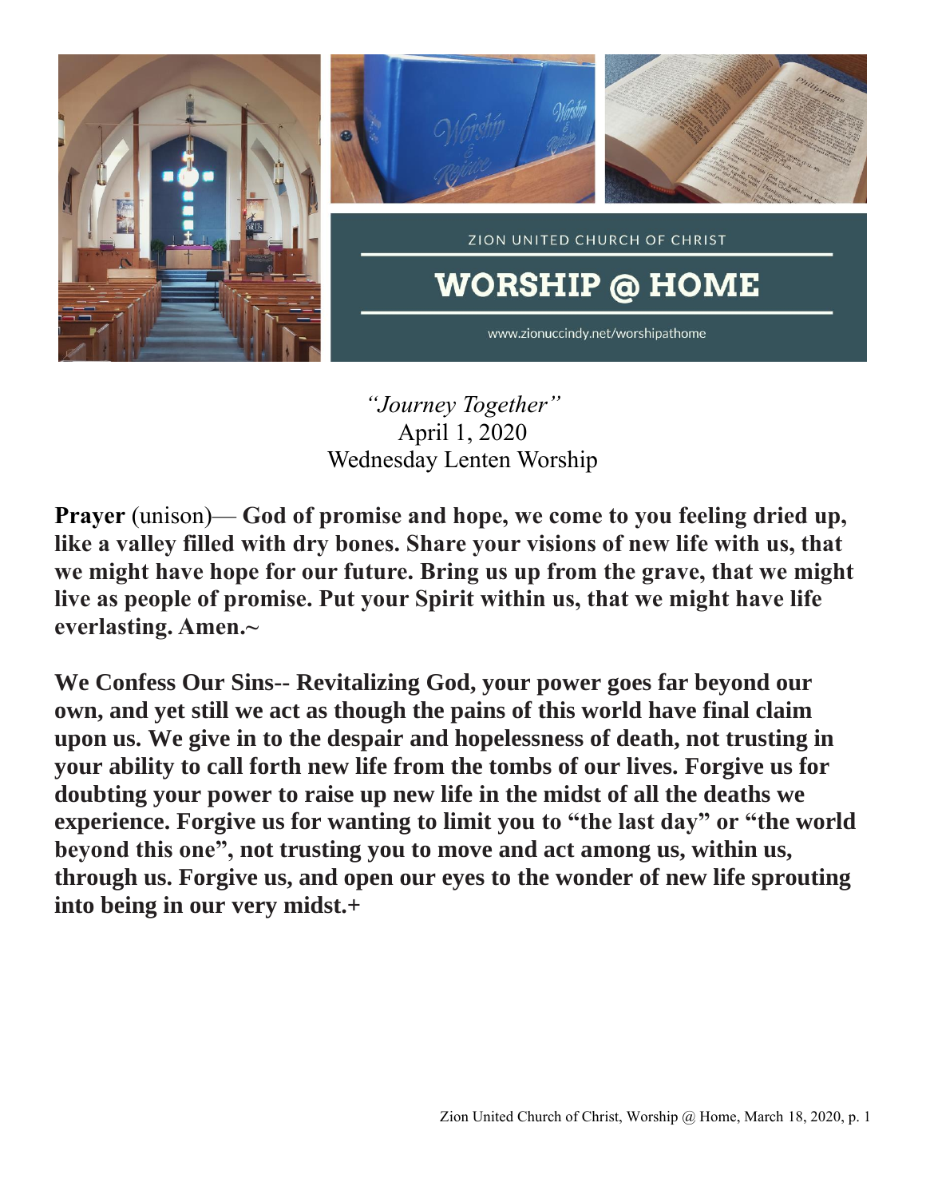ZION UNITED CHURCH OF CHRIST

# WORSHIP @ HOME

www.zionuccindy.net/worshipathome

*"Journey Together"*
April 1, 2020
Wednesday Lenten Worship

**Prayer** (unison)— **God of promise and hope, we come to you feeling dried up, like a valley filled with dry bones. Share your visions of new life with us, that we might have hope for our future. Bring us up from the grave, that we might live as people of promise. Put your Spirit within us, that we might have life everlasting. Amen.~**

**We Confess Our Sins-- Revitalizing God, your power goes far beyond our own, and yet still we act as though the pains of this world have final claim upon us. We give in to the despair and hopelessness of death, not trusting in your ability to call forth new life from the tombs of our lives. Forgive us for doubting your power to raise up new life in the midst of all the deaths we experience. Forgive us for wanting to limit you to "the last day" or "the world beyond this one", not trusting you to move and act among us, within us, through us. Forgive us, and open our eyes to the wonder of new life sprouting into being in our very midst.+**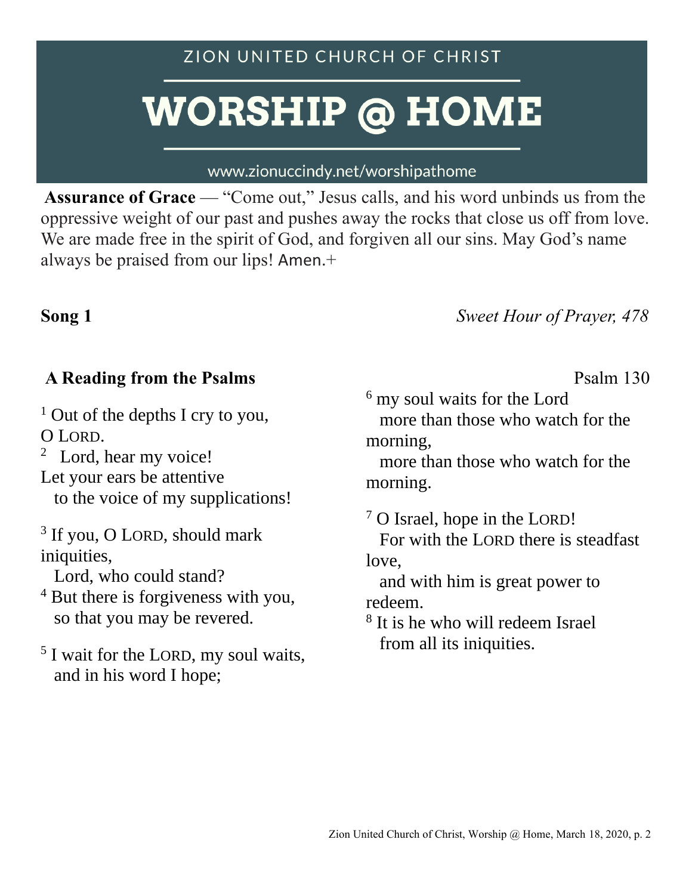ZION UNITED CHURCH OF CHRIST

# WORSHIP @ HOME

www.zionuccindy.net/worshipathome

**Assurance of Grace** — "Come out," Jesus calls, and his word unbinds us from the oppressive weight of our past and pushes away the rocks that close us off from love. We are made free in the spirit of God, and forgiven all our sins. May God's name always be praised from our lips! Amen.+

**Song 1** *Sweet Hour of Prayer, 478*

**A Reading from the Psalms** Psalm 130

[1] Out of the depths I cry to you, O LORD.
[2] Lord, hear my voice!
Let your ears be attentive
to the voice of my supplications!

[3] If you, O LORD, should mark iniquities,
Lord, who could stand?
[4] But there is forgiveness with you,
so that you may be revered.

[5] I wait for the LORD, my soul waits,
and in his word I hope;
[6] my soul waits for the Lord
more than those who watch for the morning,
more than those who watch for the morning.

[7] O Israel, hope in the LORD!
For with the LORD there is steadfast love,
and with him is great power to redeem.
[8] It is he who will redeem Israel
from all its iniquities.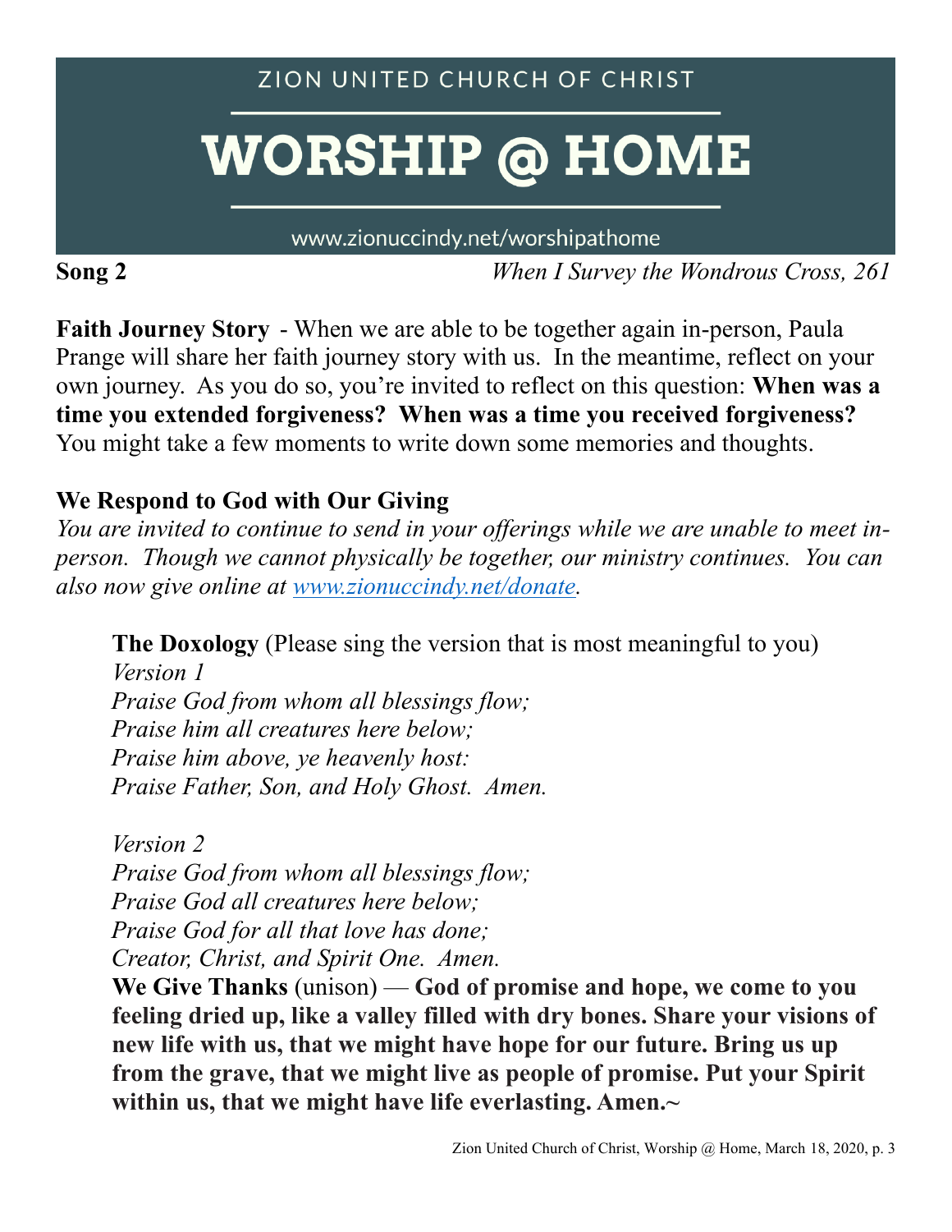ZION UNITED CHURCH OF CHRIST

# WORSHIP @ HOME

www.zionuccindy.net/worshipathome

**Song 2** *When I Survey the Wondrous Cross, 261*

**Faith Journey Story** - When we are able to be together again in-person, Paula Prange will share her faith journey story with us. In the meantime, reflect on your own journey. As you do so, you're invited to reflect on this question: **When was a time you extended forgiveness? When was a time you received forgiveness?** You might take a few moments to write down some memories and thoughts.

**We Respond to God with Our Giving**

*You are invited to continue to send in your offerings while we are unable to meet in-person. Though we cannot physically be together, our ministry continues. You can also now give online at [www.zionuccindy.net/donate](www.zionuccindy.net/donate).*

**The Doxology** (Please sing the version that is most meaningful to you)

*Version 1*
*Praise God from whom all blessings flow;*
*Praise him all creatures here below;*
*Praise him above, ye heavenly host:*
*Praise Father, Son, and Holy Ghost. Amen.*

*Version 2*
*Praise God from whom all blessings flow;*
*Praise God all creatures here below;*
*Praise God for all that love has done;*
*Creator, Christ, and Spirit One. Amen.*

**We Give Thanks** (unison) — **God of promise and hope, we come to you feeling dried up, like a valley filled with dry bones. Share your visions of new life with us, that we might have hope for our future. Bring us up from the grave, that we might live as people of promise. Put your Spirit within us, that we might have life everlasting. Amen.~**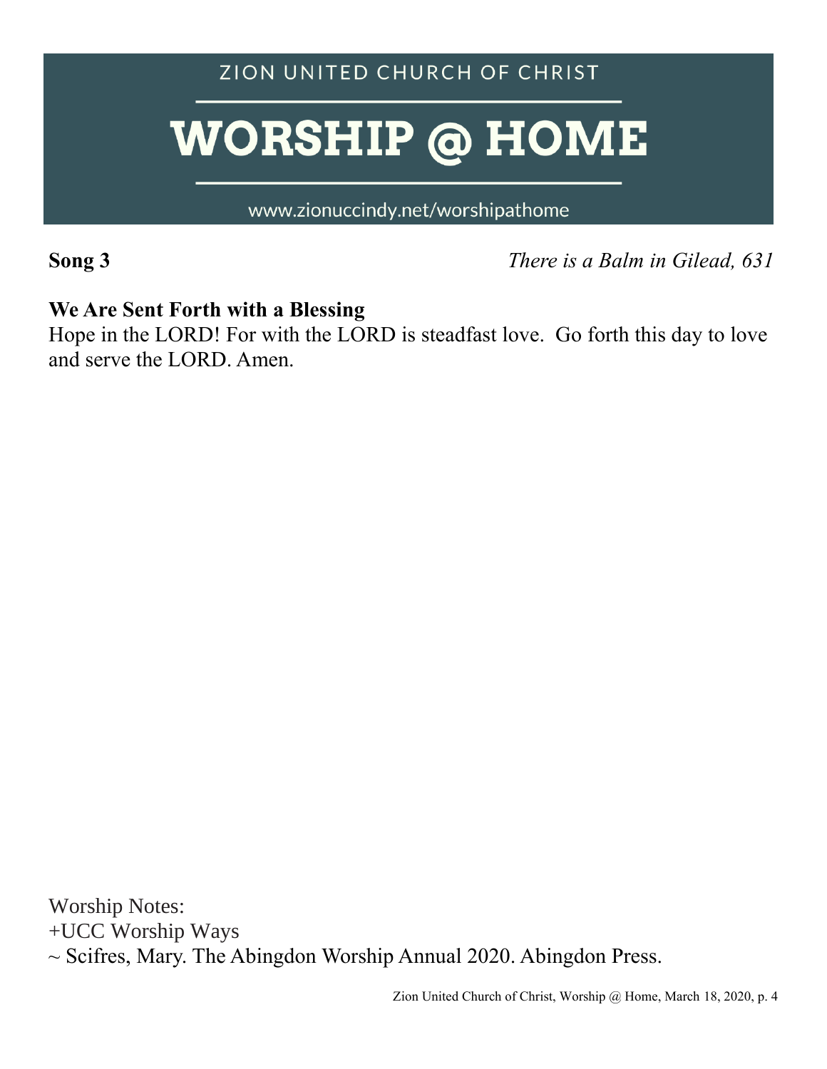ZION UNITED CHURCH OF CHRIST

# WORSHIP @ HOME

www.zionuccindy.net/worshipathome

**Song 3** *There is a Balm in Gilead, 631*

**We Are Sent Forth with a Blessing**
Hope in the LORD! For with the LORD is steadfast love. Go forth this day to love and serve the LORD. Amen.

Worship Notes:
+UCC Worship Ways
~ Scifres, Mary. The Abingdon Worship Annual 2020. Abingdon Press.